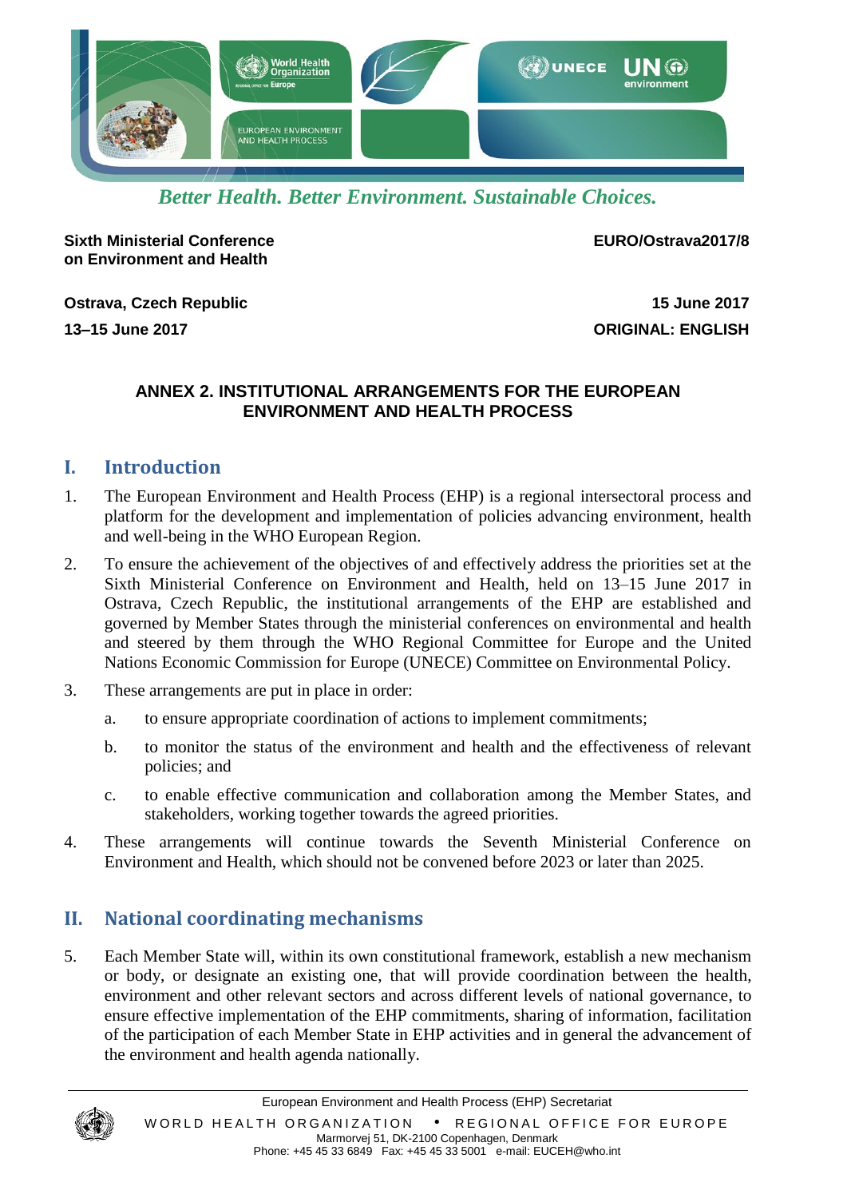*Better Health. Better Environment. Sustainable Choices.*

**Sixth Ministerial Conference on Environment and Health**

**EURO/Ostrava2017/8**

**Ostrava, Czech Republic**

**13–15 June 2017**

**15 June 2017**

**ORIGINAL: ENGLISH**

## ANNEX 2. INSTITUTIONAL ARRANGEMENTS FOR THE EUROPEAN ENVIRONMENT AND HEALTH PROCESS

## I. Introduction

1. The European Environment and Health Process (EHP) is a regional intersectoral process and platform for the development and implementation of policies advancing environment, health and well-being in the WHO European Region.

2. To ensure the achievement of the objectives of and effectively address the priorities set at the Sixth Ministerial Conference on Environment and Health, held on 13–15 June 2017 in Ostrava, Czech Republic, the institutional arrangements of the EHP are established and governed by Member States through the ministerial conferences on environmental and health and steered by them through the WHO Regional Committee for Europe and the United Nations Economic Commission for Europe (UNECE) Committee on Environmental Policy.

3. These arrangements are put in place in order:

   a. to ensure appropriate coordination of actions to implement commitments;

   b. to monitor the status of the environment and health and the effectiveness of relevant policies; and

   c. to enable effective communication and collaboration among the Member States, and stakeholders, working together towards the agreed priorities.

4. These arrangements will continue towards the Seventh Ministerial Conference on Environment and Health, which should not be convened before 2023 or later than 2025.

## II. National coordinating mechanisms

5. Each Member State will, within its own constitutional framework, establish a new mechanism or body, or designate an existing one, that will provide coordination between the health, environment and other relevant sectors and across different levels of national governance, to ensure effective implementation of the EHP commitments, sharing of information, facilitation of the participation of each Member State in EHP activities and in general the advancement of the environment and health agenda nationally.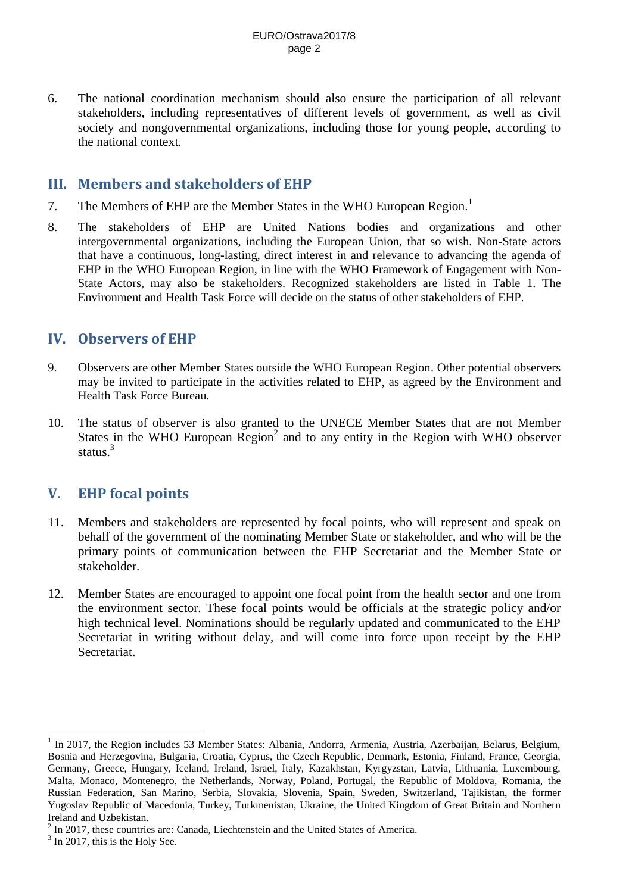6. The national coordination mechanism should also ensure the participation of all relevant stakeholders, including representatives of different levels of government, as well as civil society and nongovernmental organizations, including those for young people, according to the national context.

## III. Members and stakeholders of EHP

7. The Members of EHP are the Member States in the WHO European Region.[1]

8. The stakeholders of EHP are United Nations bodies and organizations and other intergovernmental organizations, including the European Union, that so wish. Non-State actors that have a continuous, long-lasting, direct interest in and relevance to advancing the agenda of EHP in the WHO European Region, in line with the WHO Framework of Engagement with Non-State Actors, may also be stakeholders. Recognized stakeholders are listed in Table 1. The Environment and Health Task Force will decide on the status of other stakeholders of EHP.

## IV. Observers of EHP

9. Observers are other Member States outside the WHO European Region. Other potential observers may be invited to participate in the activities related to EHP, as agreed by the Environment and Health Task Force Bureau.

10. The status of observer is also granted to the UNECE Member States that are not Member States in the WHO European Region[2] and to any entity in the Region with WHO observer status.[3]

## V. EHP focal points

11. Members and stakeholders are represented by focal points, who will represent and speak on behalf of the government of the nominating Member State or stakeholder, and who will be the primary points of communication between the EHP Secretariat and the Member State or stakeholder.

12. Member States are encouraged to appoint one focal point from the health sector and one from the environment sector. These focal points would be officials at the strategic policy and/or high technical level. Nominations should be regularly updated and communicated to the EHP Secretariat in writing without delay, and will come into force upon receipt by the EHP Secretariat.

---

[1] In 2017, the Region includes 53 Member States: Albania, Andorra, Armenia, Austria, Azerbaijan, Belarus, Belgium, Bosnia and Herzegovina, Bulgaria, Croatia, Cyprus, the Czech Republic, Denmark, Estonia, Finland, France, Georgia, Germany, Greece, Hungary, Iceland, Ireland, Israel, Italy, Kazakhstan, Kyrgyzstan, Latvia, Lithuania, Luxembourg, Malta, Monaco, Montenegro, the Netherlands, Norway, Poland, Portugal, the Republic of Moldova, Romania, the Russian Federation, San Marino, Serbia, Slovakia, Slovenia, Spain, Sweden, Switzerland, Tajikistan, the former Yugoslav Republic of Macedonia, Turkey, Turkmenistan, Ukraine, the United Kingdom of Great Britain and Northern Ireland and Uzbekistan.

[2] In 2017, these countries are: Canada, Liechtenstein and the United States of America.

[3] In 2017, this is the Holy See.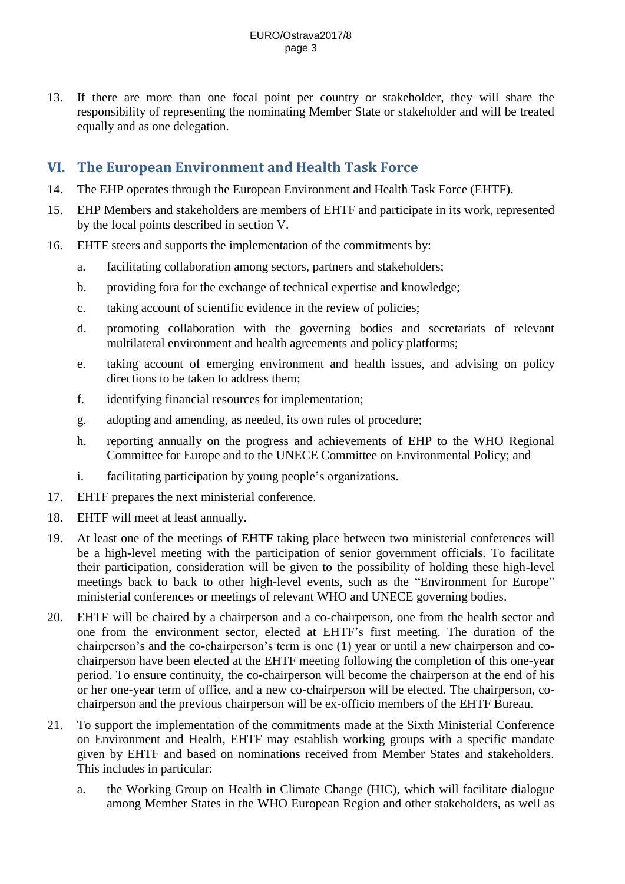13. If there are more than one focal point per country or stakeholder, they will share the responsibility of representing the nominating Member State or stakeholder and will be treated equally and as one delegation.

## VI. The European Environment and Health Task Force

14. The EHP operates through the European Environment and Health Task Force (EHTF).

15. EHP Members and stakeholders are members of EHTF and participate in its work, represented by the focal points described in section V.

16. EHTF steers and supports the implementation of the commitments by:

    a. facilitating collaboration among sectors, partners and stakeholders;

    b. providing fora for the exchange of technical expertise and knowledge;

    c. taking account of scientific evidence in the review of policies;

    d. promoting collaboration with the governing bodies and secretariats of relevant multilateral environment and health agreements and policy platforms;

    e. taking account of emerging environment and health issues, and advising on policy directions to be taken to address them;

    f. identifying financial resources for implementation;

    g. adopting and amending, as needed, its own rules of procedure;

    h. reporting annually on the progress and achievements of EHP to the WHO Regional Committee for Europe and to the UNECE Committee on Environmental Policy; and

    i. facilitating participation by young people's organizations.

17. EHTF prepares the next ministerial conference.

18. EHTF will meet at least annually.

19. At least one of the meetings of EHTF taking place between two ministerial conferences will be a high-level meeting with the participation of senior government officials. To facilitate their participation, consideration will be given to the possibility of holding these high-level meetings back to back to other high-level events, such as the "Environment for Europe" ministerial conferences or meetings of relevant WHO and UNECE governing bodies.

20. EHTF will be chaired by a chairperson and a co-chairperson, one from the health sector and one from the environment sector, elected at EHTF's first meeting. The duration of the chairperson's and the co-chairperson's term is one (1) year or until a new chairperson and co-chairperson have been elected at the EHTF meeting following the completion of this one-year period. To ensure continuity, the co-chairperson will become the chairperson at the end of his or her one-year term of office, and a new co-chairperson will be elected. The chairperson, co-chairperson and the previous chairperson will be ex-officio members of the EHTF Bureau.

21. To support the implementation of the commitments made at the Sixth Ministerial Conference on Environment and Health, EHTF may establish working groups with a specific mandate given by EHTF and based on nominations received from Member States and stakeholders. This includes in particular:

    a. the Working Group on Health in Climate Change (HIC), which will facilitate dialogue among Member States in the WHO European Region and other stakeholders, as well as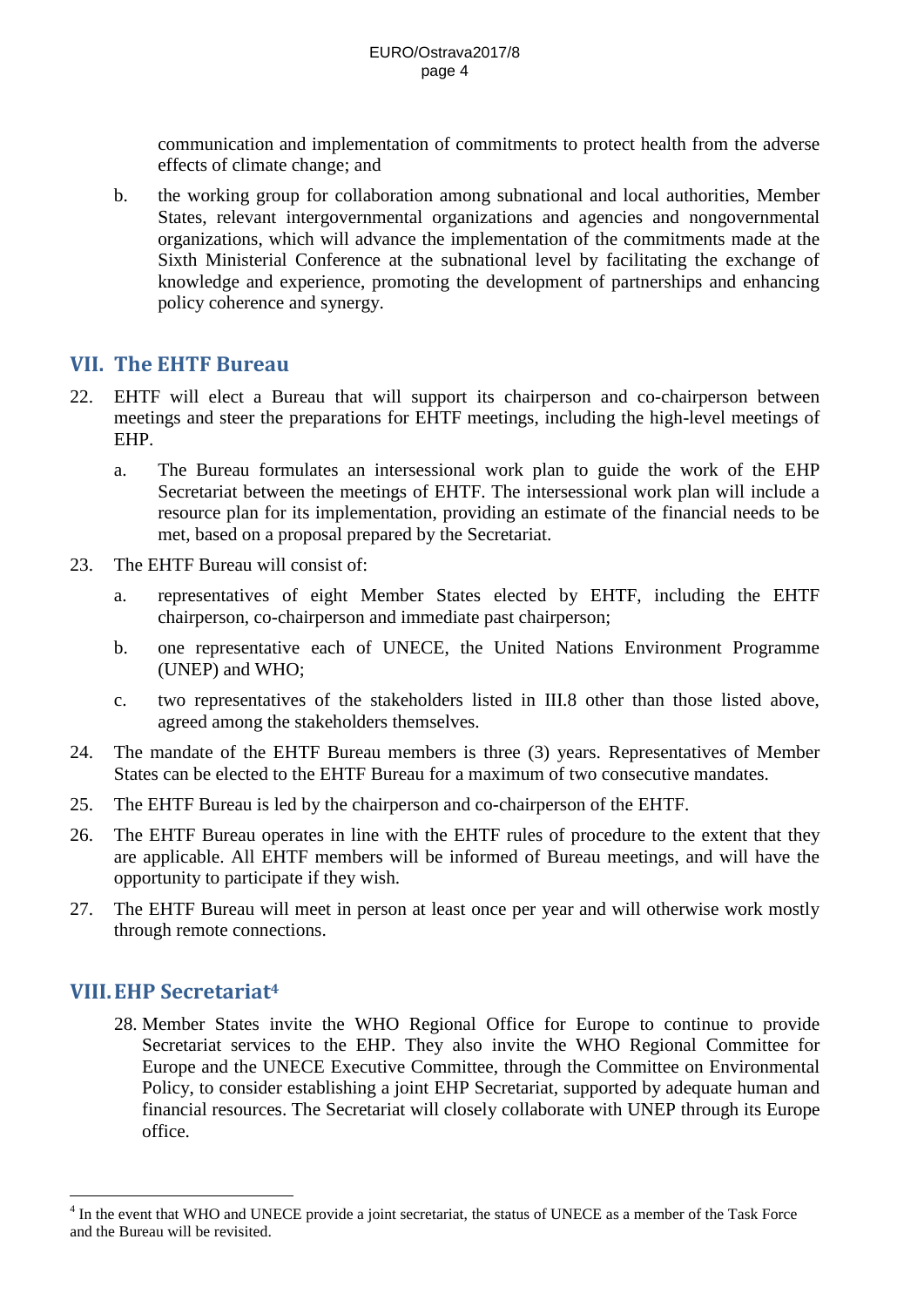communication and implementation of commitments to protect health from the adverse effects of climate change; and

b. the working group for collaboration among subnational and local authorities, Member States, relevant intergovernmental organizations and agencies and nongovernmental organizations, which will advance the implementation of the commitments made at the Sixth Ministerial Conference at the subnational level by facilitating the exchange of knowledge and experience, promoting the development of partnerships and enhancing policy coherence and synergy.

## VII. The EHTF Bureau

22. EHTF will elect a Bureau that will support its chairperson and co-chairperson between meetings and steer the preparations for EHTF meetings, including the high-level meetings of EHP.

    a. The Bureau formulates an intersessional work plan to guide the work of the EHP Secretariat between the meetings of EHTF. The intersessional work plan will include a resource plan for its implementation, providing an estimate of the financial needs to be met, based on a proposal prepared by the Secretariat.

23. The EHTF Bureau will consist of:

    a. representatives of eight Member States elected by EHTF, including the EHTF chairperson, co-chairperson and immediate past chairperson;

    b. one representative each of UNECE, the United Nations Environment Programme (UNEP) and WHO;

    c. two representatives of the stakeholders listed in III.8 other than those listed above, agreed among the stakeholders themselves.

24. The mandate of the EHTF Bureau members is three (3) years. Representatives of Member States can be elected to the EHTF Bureau for a maximum of two consecutive mandates.

25. The EHTF Bureau is led by the chairperson and co-chairperson of the EHTF.

26. The EHTF Bureau operates in line with the EHTF rules of procedure to the extent that they are applicable. All EHTF members will be informed of Bureau meetings, and will have the opportunity to participate if they wish.

27. The EHTF Bureau will meet in person at least once per year and will otherwise work mostly through remote connections.

## VIII. EHP Secretariat[4]

28. Member States invite the WHO Regional Office for Europe to continue to provide Secretariat services to the EHP. They also invite the WHO Regional Committee for Europe and the UNECE Executive Committee, through the Committee on Environmental Policy, to consider establishing a joint EHP Secretariat, supported by adequate human and financial resources. The Secretariat will closely collaborate with UNEP through its Europe office.

---

[4] In the event that WHO and UNECE provide a joint secretariat, the status of UNECE as a member of the Task Force and the Bureau will be revisited.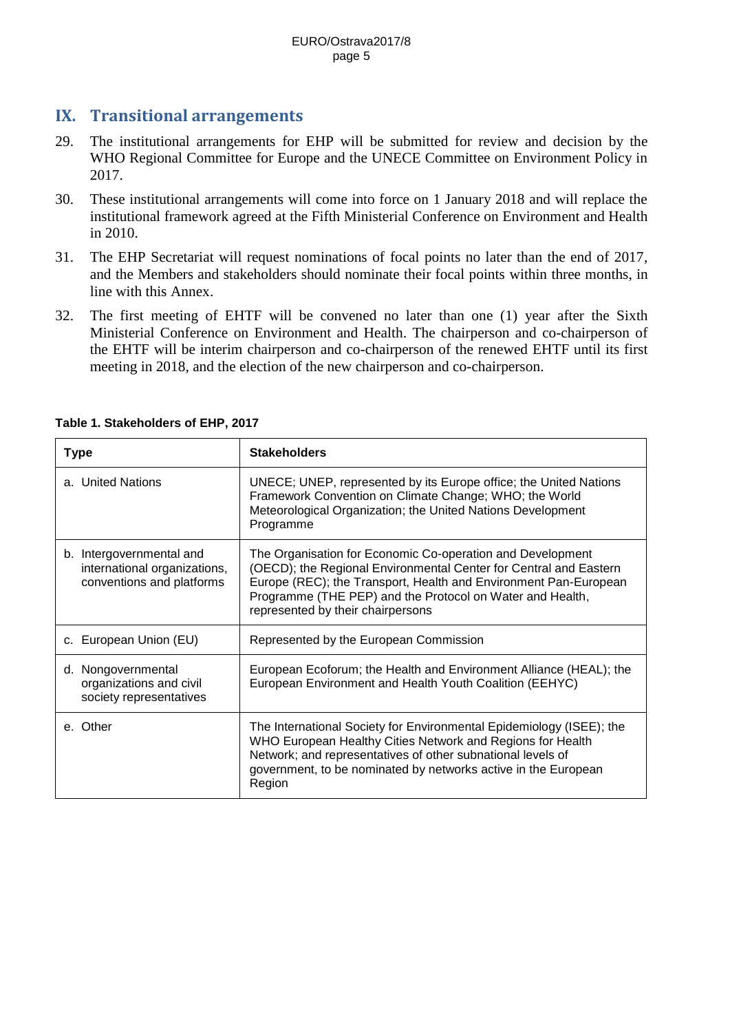## IX. Transitional arrangements

29. The institutional arrangements for EHP will be submitted for review and decision by the WHO Regional Committee for Europe and the UNECE Committee on Environment Policy in 2017.

30. These institutional arrangements will come into force on 1 January 2018 and will replace the institutional framework agreed at the Fifth Ministerial Conference on Environment and Health in 2010.

31. The EHP Secretariat will request nominations of focal points no later than the end of 2017, and the Members and stakeholders should nominate their focal points within three months, in line with this Annex.

32. The first meeting of EHTF will be convened no later than one (1) year after the Sixth Ministerial Conference on Environment and Health. The chairperson and co-chairperson of the EHTF will be interim chairperson and co-chairperson of the renewed EHTF until its first meeting in 2018, and the election of the new chairperson and co-chairperson.

**Table 1. Stakeholders of EHP, 2017**

| Type | Stakeholders |
|---|---|
| a. United Nations | UNECE; UNEP, represented by its Europe office; the United Nations Framework Convention on Climate Change; WHO; the World Meteorological Organization; the United Nations Development Programme |
| b. Intergovernmental and international organizations, conventions and platforms | The Organisation for Economic Co-operation and Development (OECD); the Regional Environmental Center for Central and Eastern Europe (REC); the Transport, Health and Environment Pan-European Programme (THE PEP) and the Protocol on Water and Health, represented by their chairpersons |
| c. European Union (EU) | Represented by the European Commission |
| d. Nongovernmental organizations and civil society representatives | European Ecoforum; the Health and Environment Alliance (HEAL); the European Environment and Health Youth Coalition (EEHYC) |
| e. Other | The International Society for Environmental Epidemiology (ISEE); the WHO European Healthy Cities Network and Regions for Health Network; and representatives of other subnational levels of government, to be nominated by networks active in the European Region |